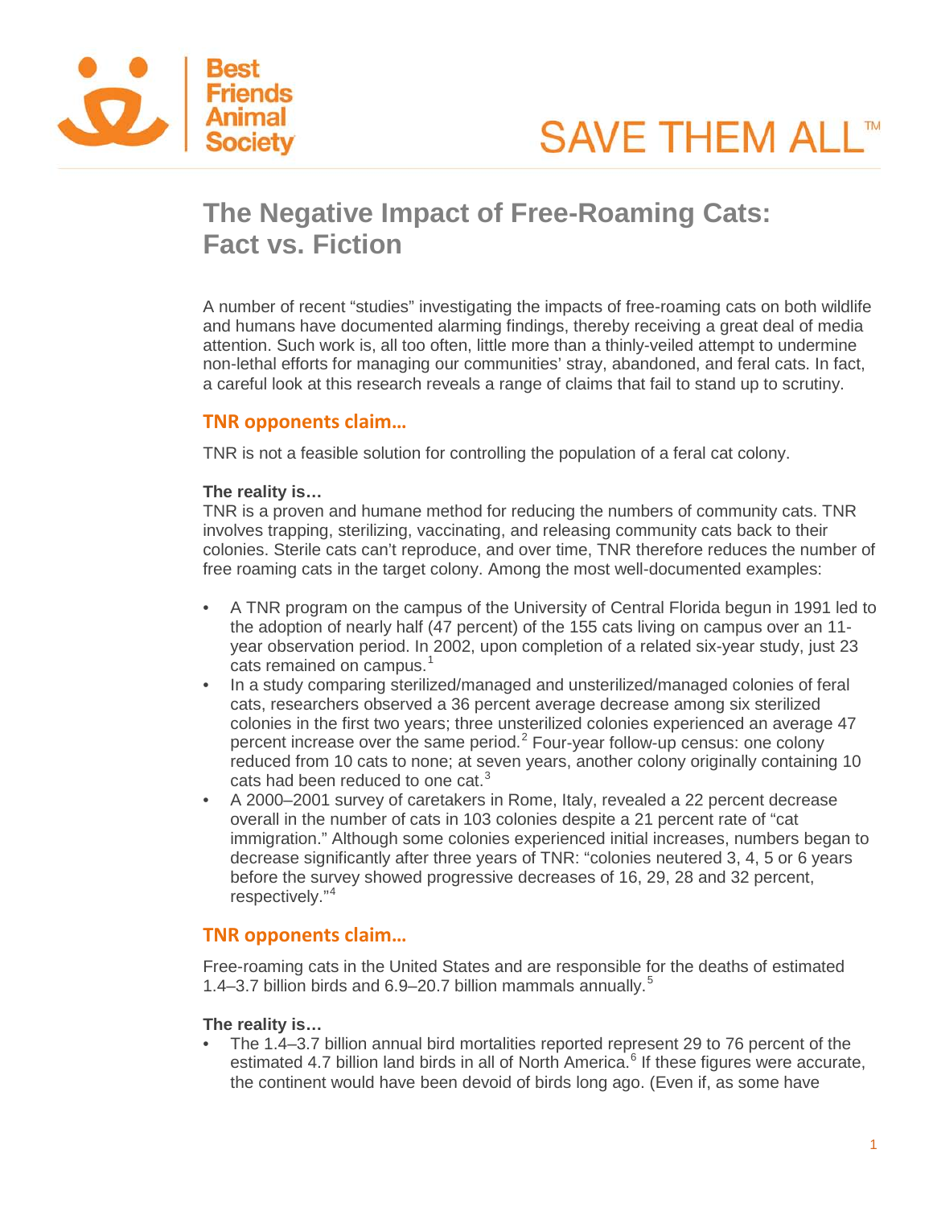Best Friends Animal Society

SAVE THEM ALL™

# The Negative Impact of Free-Roaming Cats: Fact vs. Fiction

A number of recent "studies" investigating the impacts of free-roaming cats on both wildlife and humans have documented alarming findings, thereby receiving a great deal of media attention. Such work is, all too often, little more than a thinly-veiled attempt to undermine non-lethal efforts for managing our communities' stray, abandoned, and feral cats. In fact, a careful look at this research reveals a range of claims that fail to stand up to scrutiny.

## TNR opponents claim…

TNR is not a feasible solution for controlling the population of a feral cat colony.

**The reality is…**

TNR is a proven and humane method for reducing the numbers of community cats. TNR involves trapping, sterilizing, vaccinating, and releasing community cats back to their colonies. Sterile cats can't reproduce, and over time, TNR therefore reduces the number of free roaming cats in the target colony. Among the most well-documented examples:

- A TNR program on the campus of the University of Central Florida begun in 1991 led to the adoption of nearly half (47 percent) of the 155 cats living on campus over an 11-year observation period. In 2002, upon completion of a related six-year study, just 23 cats remained on campus.[1]
- In a study comparing sterilized/managed and unsterilized/managed colonies of feral cats, researchers observed a 36 percent average decrease among six sterilized colonies in the first two years; three unsterilized colonies experienced an average 47 percent increase over the same period.[2] Four-year follow-up census: one colony reduced from 10 cats to none; at seven years, another colony originally containing 10 cats had been reduced to one cat.[3]
- A 2000–2001 survey of caretakers in Rome, Italy, revealed a 22 percent decrease overall in the number of cats in 103 colonies despite a 21 percent rate of "cat immigration." Although some colonies experienced initial increases, numbers began to decrease significantly after three years of TNR: "colonies neutered 3, 4, 5 or 6 years before the survey showed progressive decreases of 16, 29, 28 and 32 percent, respectively."[4]

## TNR opponents claim…

Free-roaming cats in the United States and are responsible for the deaths of estimated 1.4–3.7 billion birds and 6.9–20.7 billion mammals annually.[5]

**The reality is…**

- The 1.4–3.7 billion annual bird mortalities reported represent 29 to 76 percent of the estimated 4.7 billion land birds in all of North America.[6] If these figures were accurate, the continent would have been devoid of birds long ago. (Even if, as some have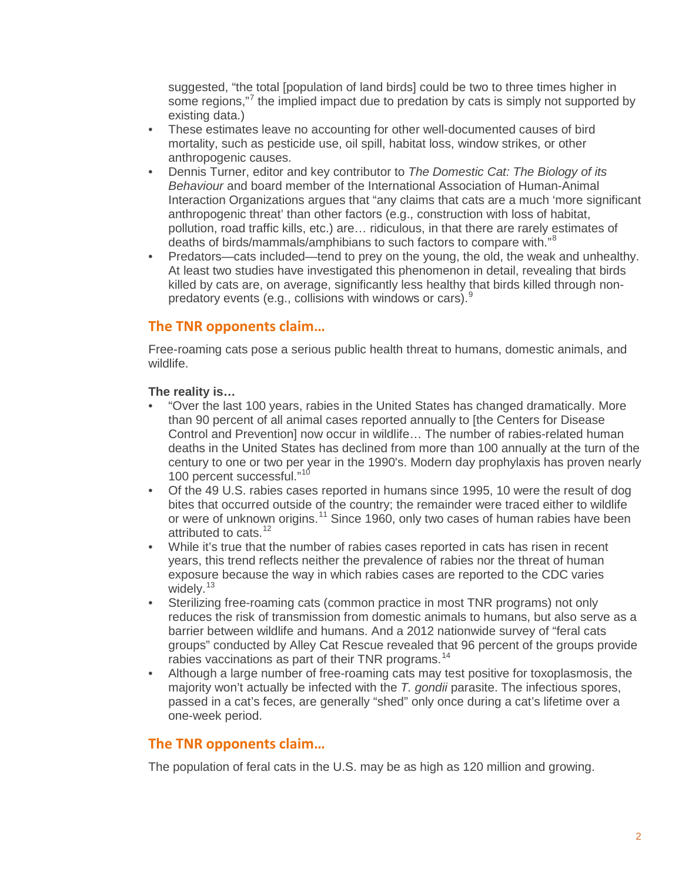suggested, "the total [population of land birds] could be two to three times higher in some regions,"[7] the implied impact due to predation by cats is simply not supported by existing data.)

- These estimates leave no accounting for other well-documented causes of bird mortality, such as pesticide use, oil spill, habitat loss, window strikes, or other anthropogenic causes.
- Dennis Turner, editor and key contributor to *The Domestic Cat: The Biology of its Behaviour* and board member of the International Association of Human-Animal Interaction Organizations argues that "any claims that cats are a much 'more significant anthropogenic threat' than other factors (e.g., construction with loss of habitat, pollution, road traffic kills, etc.) are… ridiculous, in that there are rarely estimates of deaths of birds/mammals/amphibians to such factors to compare with."[8]
- Predators—cats included—tend to prey on the young, the old, the weak and unhealthy. At least two studies have investigated this phenomenon in detail, revealing that birds killed by cats are, on average, significantly less healthy that birds killed through non-predatory events (e.g., collisions with windows or cars).[9]

## The TNR opponents claim…

Free-roaming cats pose a serious public health threat to humans, domestic animals, and wildlife.

**The reality is…**

- "Over the last 100 years, rabies in the United States has changed dramatically. More than 90 percent of all animal cases reported annually to [the Centers for Disease Control and Prevention] now occur in wildlife… The number of rabies-related human deaths in the United States has declined from more than 100 annually at the turn of the century to one or two per year in the 1990's. Modern day prophylaxis has proven nearly 100 percent successful."[10]
- Of the 49 U.S. rabies cases reported in humans since 1995, 10 were the result of dog bites that occurred outside of the country; the remainder were traced either to wildlife or were of unknown origins.[11] Since 1960, only two cases of human rabies have been attributed to cats.[12]
- While it's true that the number of rabies cases reported in cats has risen in recent years, this trend reflects neither the prevalence of rabies nor the threat of human exposure because the way in which rabies cases are reported to the CDC varies widely.[13]
- Sterilizing free-roaming cats (common practice in most TNR programs) not only reduces the risk of transmission from domestic animals to humans, but also serve as a barrier between wildlife and humans. And a 2012 nationwide survey of "feral cats groups" conducted by Alley Cat Rescue revealed that 96 percent of the groups provide rabies vaccinations as part of their TNR programs.[14]
- Although a large number of free-roaming cats may test positive for toxoplasmosis, the majority won't actually be infected with the *T. gondii* parasite. The infectious spores, passed in a cat's feces, are generally "shed" only once during a cat's lifetime over a one-week period.

## The TNR opponents claim…

The population of feral cats in the U.S. may be as high as 120 million and growing.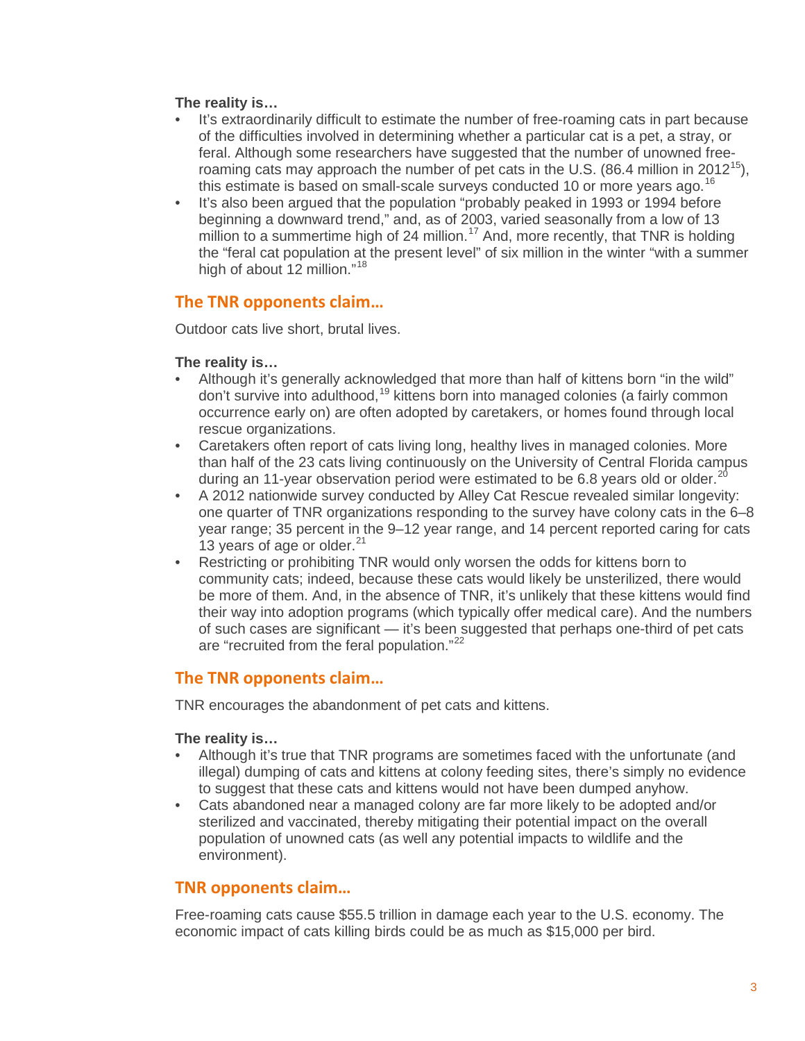**The reality is…**

- It's extraordinarily difficult to estimate the number of free-roaming cats in part because of the difficulties involved in determining whether a particular cat is a pet, a stray, or feral. Although some researchers have suggested that the number of unowned free-roaming cats may approach the number of pet cats in the U.S. (86.4 million in 2012[15]), this estimate is based on small-scale surveys conducted 10 or more years ago.[16]
- It's also been argued that the population "probably peaked in 1993 or 1994 before beginning a downward trend," and, as of 2003, varied seasonally from a low of 13 million to a summertime high of 24 million.[17] And, more recently, that TNR is holding the "feral cat population at the present level" of six million in the winter "with a summer high of about 12 million."[18]

## The TNR opponents claim…

Outdoor cats live short, brutal lives.

**The reality is…**

- Although it's generally acknowledged that more than half of kittens born "in the wild" don't survive into adulthood,[19] kittens born into managed colonies (a fairly common occurrence early on) are often adopted by caretakers, or homes found through local rescue organizations.
- Caretakers often report of cats living long, healthy lives in managed colonies. More than half of the 23 cats living continuously on the University of Central Florida campus during an 11-year observation period were estimated to be 6.8 years old or older.[20]
- A 2012 nationwide survey conducted by Alley Cat Rescue revealed similar longevity: one quarter of TNR organizations responding to the survey have colony cats in the 6–8 year range; 35 percent in the 9–12 year range, and 14 percent reported caring for cats 13 years of age or older.[21]
- Restricting or prohibiting TNR would only worsen the odds for kittens born to community cats; indeed, because these cats would likely be unsterilized, there would be more of them. And, in the absence of TNR, it's unlikely that these kittens would find their way into adoption programs (which typically offer medical care). And the numbers of such cases are significant — it's been suggested that perhaps one-third of pet cats are "recruited from the feral population."[22]

## The TNR opponents claim…

TNR encourages the abandonment of pet cats and kittens.

**The reality is…**

- Although it's true that TNR programs are sometimes faced with the unfortunate (and illegal) dumping of cats and kittens at colony feeding sites, there's simply no evidence to suggest that these cats and kittens would not have been dumped anyhow.
- Cats abandoned near a managed colony are far more likely to be adopted and/or sterilized and vaccinated, thereby mitigating their potential impact on the overall population of unowned cats (as well any potential impacts to wildlife and the environment).

## TNR opponents claim…

Free-roaming cats cause $55.5 trillion in damage each year to the U.S. economy. The economic impact of cats killing birds could be as much as $15,000 per bird.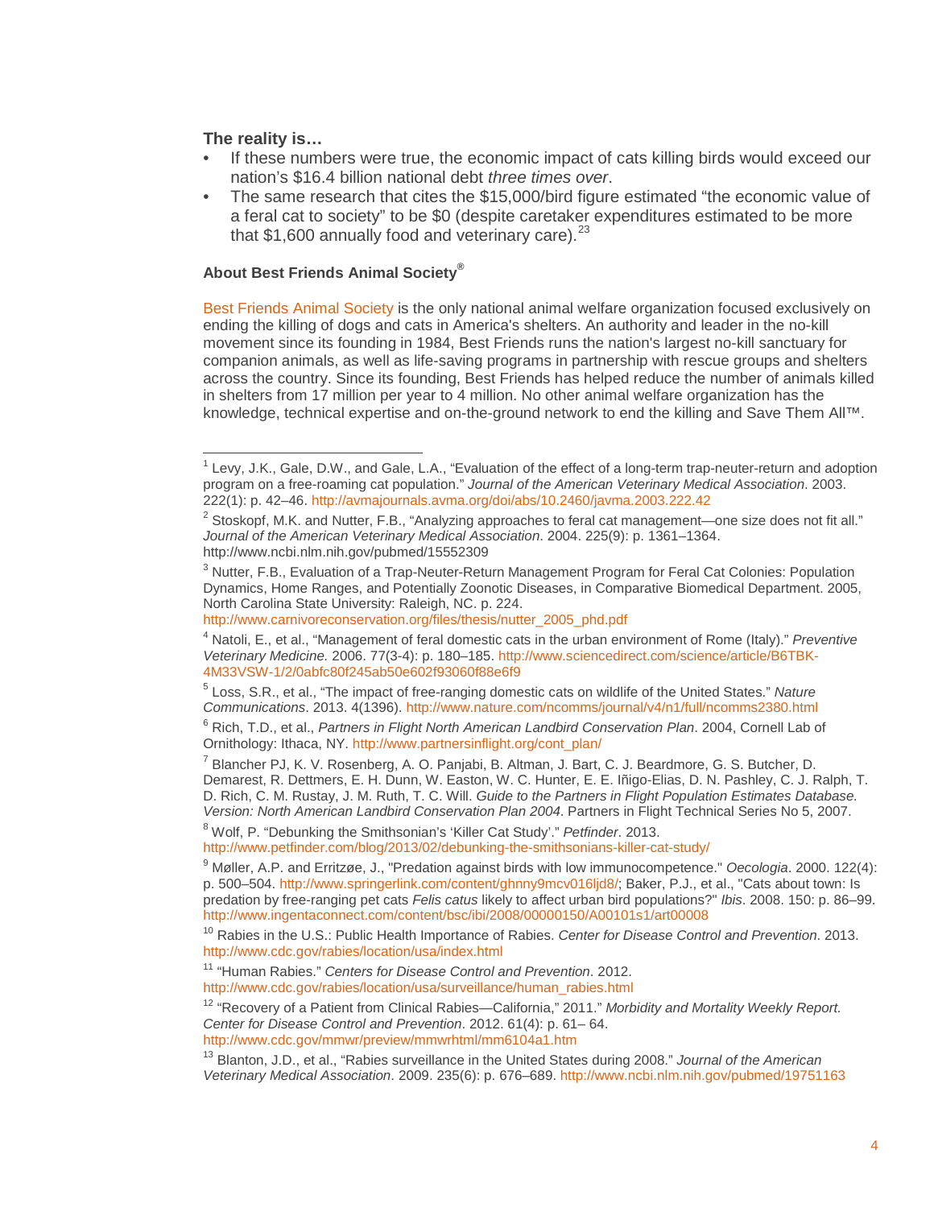**The reality is…**

- If these numbers were true, the economic impact of cats killing birds would exceed our nation's $16.4 billion national debt *three times over*.
- The same research that cites the $15,000/bird figure estimated "the economic value of a feral cat to society" to be $0 (despite caretaker expenditures estimated to be more that $1,600 annually food and veterinary care).[23]

**About Best Friends Animal Society®**

Best Friends Animal Society is the only national animal welfare organization focused exclusively on ending the killing of dogs and cats in America's shelters. An authority and leader in the no-kill movement since its founding in 1984, Best Friends runs the nation's largest no-kill sanctuary for companion animals, as well as life-saving programs in partnership with rescue groups and shelters across the country. Since its founding, Best Friends has helped reduce the number of animals killed in shelters from 17 million per year to 4 million. No other animal welfare organization has the knowledge, technical expertise and on-the-ground network to end the killing and Save Them All™.

---

[1] Levy, J.K., Gale, D.W., and Gale, L.A., "Evaluation of the effect of a long-term trap-neuter-return and adoption program on a free-roaming cat population." *Journal of the American Veterinary Medical Association*. 2003. 222(1): p. 42–46. http://avmajournals.avma.org/doi/abs/10.2460/javma.2003.222.42

[2] Stoskopf, M.K. and Nutter, F.B., "Analyzing approaches to feral cat management—one size does not fit all." *Journal of the American Veterinary Medical Association*. 2004. 225(9): p. 1361–1364. http://www.ncbi.nlm.nih.gov/pubmed/15552309

[3] Nutter, F.B., Evaluation of a Trap-Neuter-Return Management Program for Feral Cat Colonies: Population Dynamics, Home Ranges, and Potentially Zoonotic Diseases, in Comparative Biomedical Department. 2005, North Carolina State University: Raleigh, NC. p. 224. http://www.carnivoreconservation.org/files/thesis/nutter_2005_phd.pdf

[4] Natoli, E., et al., "Management of feral domestic cats in the urban environment of Rome (Italy)." *Preventive Veterinary Medicine.* 2006. 77(3-4): p. 180–185. http://www.sciencedirect.com/science/article/B6TBK-4M33VSW-1/2/0abfc80f245ab50e602f93060f88e6f9

[5] Loss, S.R., et al., "The impact of free-ranging domestic cats on wildlife of the United States." *Nature Communications*. 2013. 4(1396). http://www.nature.com/ncomms/journal/v4/n1/full/ncomms2380.html

[6] Rich, T.D., et al., *Partners in Flight North American Landbird Conservation Plan*. 2004, Cornell Lab of Ornithology: Ithaca, NY. http://www.partnersinflight.org/cont_plan/

[7] Blancher PJ, K. V. Rosenberg, A. O. Panjabi, B. Altman, J. Bart, C. J. Beardmore, G. S. Butcher, D. Demarest, R. Dettmers, E. H. Dunn, W. Easton, W. C. Hunter, E. E. Iñigo-Elias, D. N. Pashley, C. J. Ralph, T. D. Rich, C. M. Rustay, J. M. Ruth, T. C. Will. *Guide to the Partners in Flight Population Estimates Database. Version: North American Landbird Conservation Plan 2004*. Partners in Flight Technical Series No 5, 2007.

[8] Wolf, P. "Debunking the Smithsonian's 'Killer Cat Study'." *Petfinder*. 2013. http://www.petfinder.com/blog/2013/02/debunking-the-smithsonians-killer-cat-study/

[9] Møller, A.P. and Erritzøe, J., "Predation against birds with low immunocompetence." *Oecologia*. 2000. 122(4): p. 500–504. http://www.springerlink.com/content/ghnny9mcv016ljd8/; Baker, P.J., et al., "Cats about town: Is predation by free-ranging pet cats *Felis catus* likely to affect urban bird populations?" *Ibis*. 2008. 150: p. 86–99. http://www.ingentaconnect.com/content/bsc/ibi/2008/00000150/A00101s1/art00008

[10] Rabies in the U.S.: Public Health Importance of Rabies. *Center for Disease Control and Prevention*. 2013. http://www.cdc.gov/rabies/location/usa/index.html

[11] "Human Rabies." *Centers for Disease Control and Prevention*. 2012. http://www.cdc.gov/rabies/location/usa/surveillance/human_rabies.html

[12] "Recovery of a Patient from Clinical Rabies—California," 2011." *Morbidity and Mortality Weekly Report. Center for Disease Control and Prevention*. 2012. 61(4): p. 61– 64. http://www.cdc.gov/mmwr/preview/mmwrhtml/mm6104a1.htm

[13] Blanton, J.D., et al., "Rabies surveillance in the United States during 2008." *Journal of the American Veterinary Medical Association*. 2009. 235(6): p. 676–689. http://www.ncbi.nlm.nih.gov/pubmed/19751163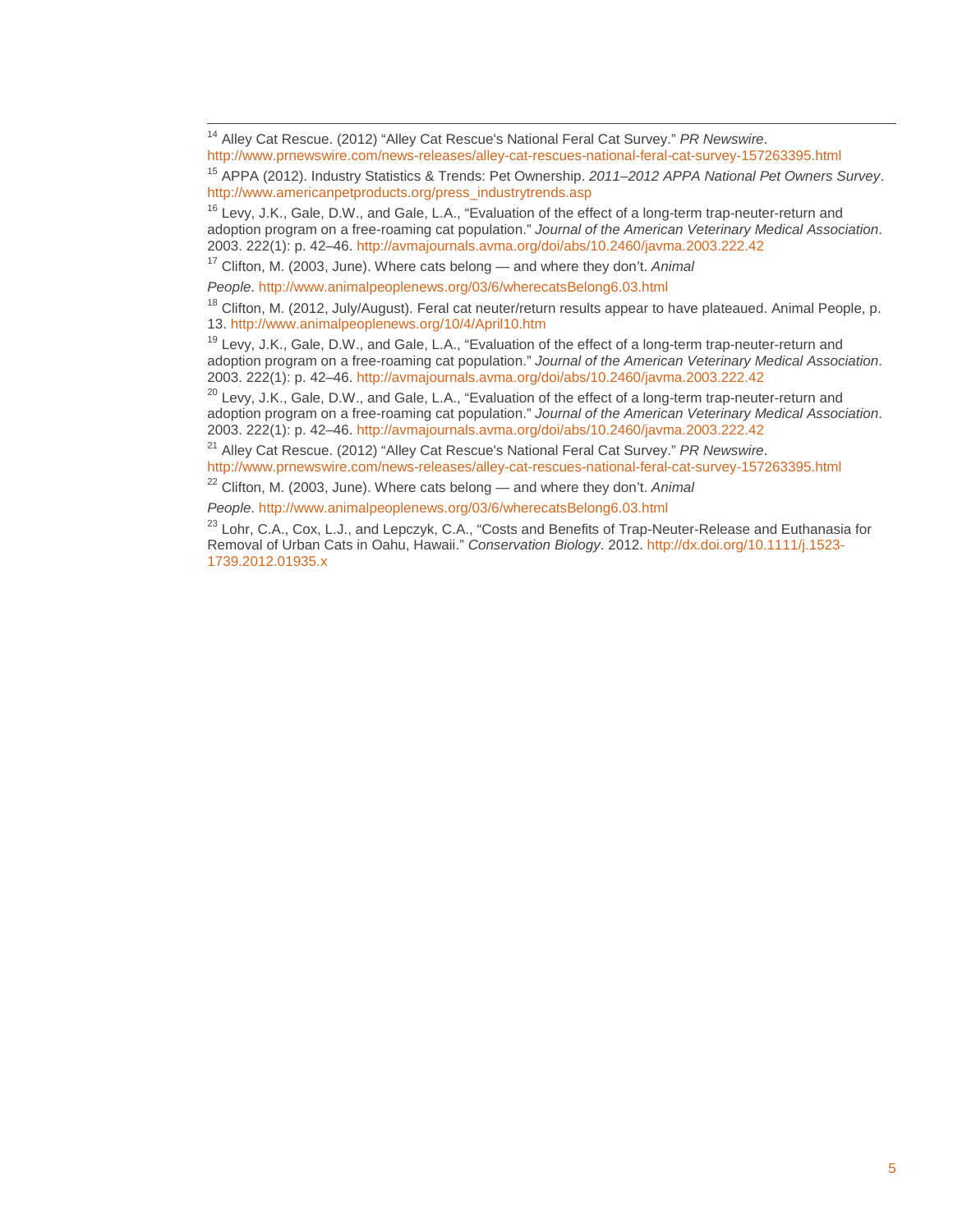[14] Alley Cat Rescue. (2012) "Alley Cat Rescue's National Feral Cat Survey." *PR Newswire*. http://www.prnewswire.com/news-releases/alley-cat-rescues-national-feral-cat-survey-157263395.html

[15] APPA (2012). Industry Statistics & Trends: Pet Ownership. *2011–2012 APPA National Pet Owners Survey*. http://www.americanpetproducts.org/press_industrytrends.asp

[16] Levy, J.K., Gale, D.W., and Gale, L.A., "Evaluation of the effect of a long-term trap-neuter-return and adoption program on a free-roaming cat population." *Journal of the American Veterinary Medical Association*. 2003. 222(1): p. 42–46. http://avmajournals.avma.org/doi/abs/10.2460/javma.2003.222.42

[17] Clifton, M. (2003, June). Where cats belong — and where they don't. *Animal People*. http://www.animalpeoplenews.org/03/6/wherecatsBelong6.03.html

[18] Clifton, M. (2012, July/August). Feral cat neuter/return results appear to have plateaued. Animal People, p. 13. http://www.animalpeoplenews.org/10/4/April10.htm

[19] Levy, J.K., Gale, D.W., and Gale, L.A., "Evaluation of the effect of a long-term trap-neuter-return and adoption program on a free-roaming cat population." *Journal of the American Veterinary Medical Association*. 2003. 222(1): p. 42–46. http://avmajournals.avma.org/doi/abs/10.2460/javma.2003.222.42

[20] Levy, J.K., Gale, D.W., and Gale, L.A., "Evaluation of the effect of a long-term trap-neuter-return and adoption program on a free-roaming cat population." *Journal of the American Veterinary Medical Association*. 2003. 222(1): p. 42–46. http://avmajournals.avma.org/doi/abs/10.2460/javma.2003.222.42

[21] Alley Cat Rescue. (2012) "Alley Cat Rescue's National Feral Cat Survey." *PR Newswire*. http://www.prnewswire.com/news-releases/alley-cat-rescues-national-feral-cat-survey-157263395.html

[22] Clifton, M. (2003, June). Where cats belong — and where they don't. *Animal People*. http://www.animalpeoplenews.org/03/6/wherecatsBelong6.03.html

[23] Lohr, C.A., Cox, L.J., and Lepczyk, C.A., "Costs and Benefits of Trap-Neuter-Release and Euthanasia for Removal of Urban Cats in Oahu, Hawaii." *Conservation Biology*. 2012. http://dx.doi.org/10.1111/j.1523-1739.2012.01935.x